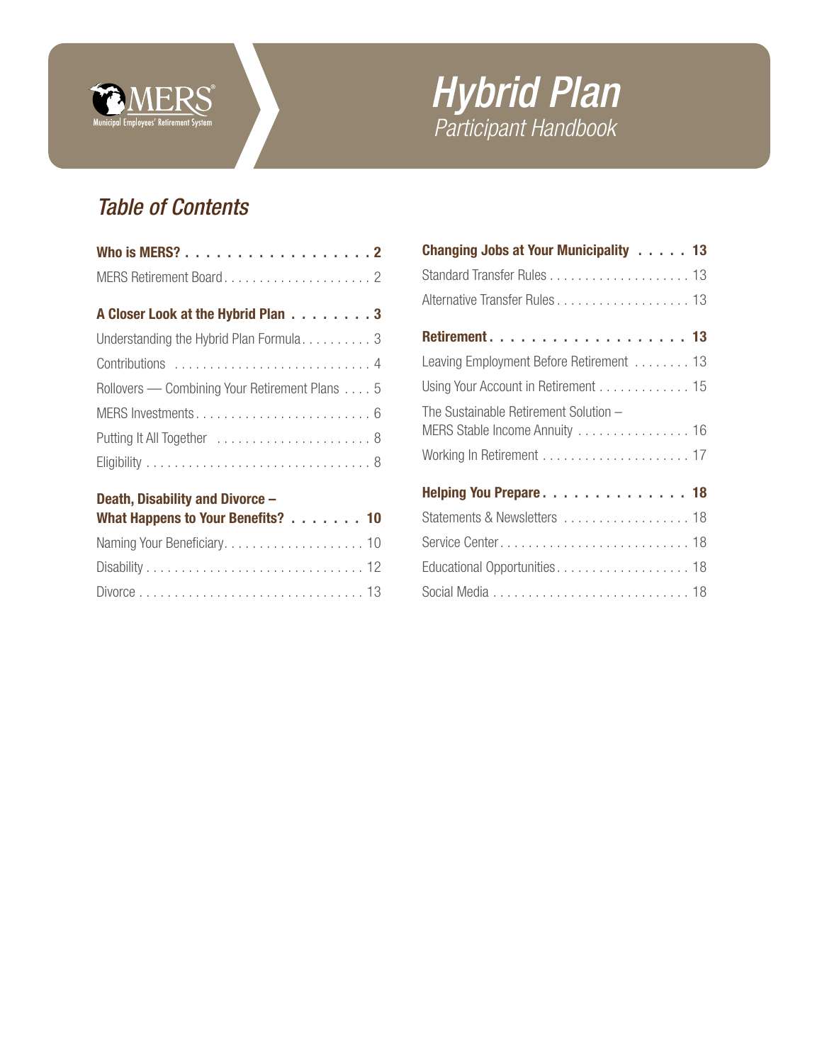MERS
Municipal Employees' Retirement System

# Hybrid Plan
## Participant Handbook

## Table of Contents

**Who is MERS?** . . . . . . . . . . . . . . . . . . . **2**

MERS Retirement Board . . . . . . . . . . . . . . . . . . . . 2

**A Closer Look at the Hybrid Plan** . . . . . . . . **3**

Understanding the Hybrid Plan Formula . . . . . . . . . . 3

Contributions . . . . . . . . . . . . . . . . . . . . . . . . . . . 4

Rollovers — Combining Your Retirement Plans . . . . 5

MERS Investments . . . . . . . . . . . . . . . . . . . . . . . . 6

Putting It All Together . . . . . . . . . . . . . . . . . . . . . 8

Eligibility . . . . . . . . . . . . . . . . . . . . . . . . . . . . . . 8

**Death, Disability and Divorce – What Happens to Your Benefits?** . . . . . . . **10**

Naming Your Beneficiary . . . . . . . . . . . . . . . . . . . 10

Disability . . . . . . . . . . . . . . . . . . . . . . . . . . . . . . 12

Divorce . . . . . . . . . . . . . . . . . . . . . . . . . . . . . . . 13

**Changing Jobs at Your Municipality** . . . . . **13**

Standard Transfer Rules . . . . . . . . . . . . . . . . . . . . 13

Alternative Transfer Rules . . . . . . . . . . . . . . . . . . 13

**Retirement** . . . . . . . . . . . . . . . . . . . **13**

Leaving Employment Before Retirement . . . . . . . . 13

Using Your Account in Retirement . . . . . . . . . . . . . 15

The Sustainable Retirement Solution – MERS Stable Income Annuity . . . . . . . . . . . . . . . . 16

Working In Retirement . . . . . . . . . . . . . . . . . . . . . 17

**Helping You Prepare** . . . . . . . . . . . . . . **18**

Statements & Newsletters . . . . . . . . . . . . . . . . . . 18

Service Center . . . . . . . . . . . . . . . . . . . . . . . . . . 18

Educational Opportunities . . . . . . . . . . . . . . . . . . . 18

Social Media . . . . . . . . . . . . . . . . . . . . . . . . . . . . 18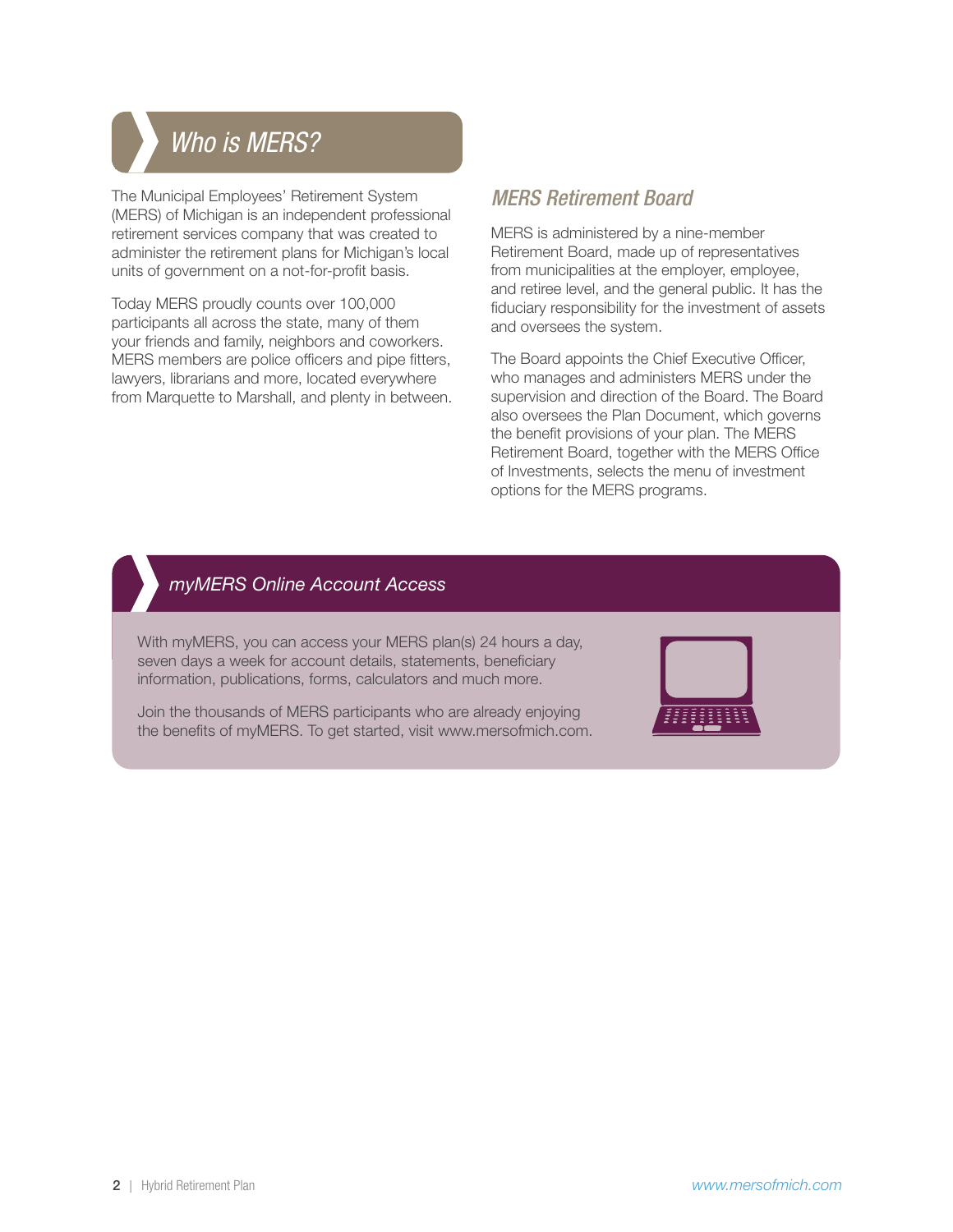## Who is MERS?

The Municipal Employees' Retirement System (MERS) of Michigan is an independent professional retirement services company that was created to administer the retirement plans for Michigan's local units of government on a not-for-profit basis.

Today MERS proudly counts over 100,000 participants all across the state, many of them your friends and family, neighbors and coworkers. MERS members are police officers and pipe fitters, lawyers, librarians and more, located everywhere from Marquette to Marshall, and plenty in between.

### MERS Retirement Board

MERS is administered by a nine-member Retirement Board, made up of representatives from municipalities at the employer, employee, and retiree level, and the general public. It has the fiduciary responsibility for the investment of assets and oversees the system.

The Board appoints the Chief Executive Officer, who manages and administers MERS under the supervision and direction of the Board. The Board also oversees the Plan Document, which governs the benefit provisions of your plan. The MERS Retirement Board, together with the MERS Office of Investments, selects the menu of investment options for the MERS programs.

## myMERS Online Account Access

With myMERS, you can access your MERS plan(s) 24 hours a day, seven days a week for account details, statements, beneficiary information, publications, forms, calculators and much more.

Join the thousands of MERS participants who are already enjoying the benefits of myMERS. To get started, visit www.mersofmich.com.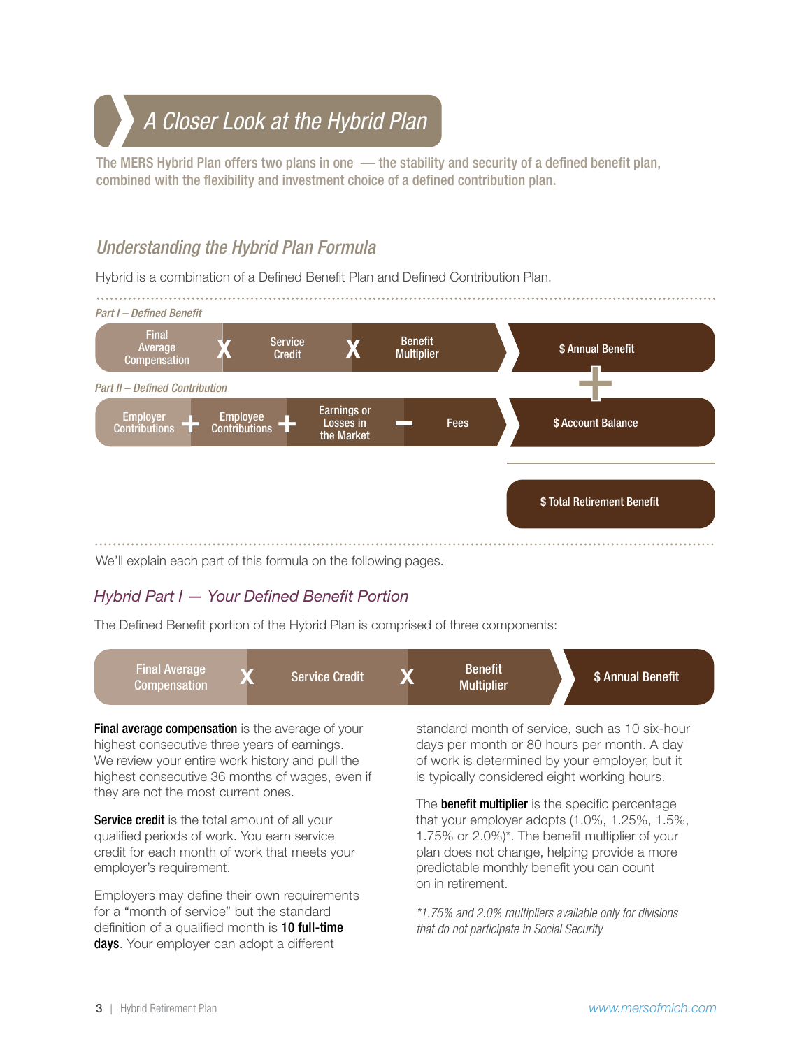## A Closer Look at the Hybrid Plan

**The MERS Hybrid Plan offers two plans in one — the stability and security of a defined benefit plan, combined with the flexibility and investment choice of a defined contribution plan.**

### *Understanding the Hybrid Plan Formula*

Hybrid is a combination of a Defined Benefit Plan and Defined Contribution Plan.

*Part I – Defined Benefit*

Final Average Compensation X Service Credit X Benefit Multiplier → $ Annual Benefit

+

*Part II – Defined Contribution*

Employer Contributions + Employee Contributions + Earnings or Losses in the Market − Fees → $ Account Balance

= $ Total Retirement Benefit

We'll explain each part of this formula on the following pages.

### *Hybrid Part I — Your Defined Benefit Portion*

The Defined Benefit portion of the Hybrid Plan is comprised of three components:

Final Average Compensation X Service Credit X Benefit Multiplier → $ Annual Benefit

**Final average compensation** is the average of your highest consecutive three years of earnings. We review your entire work history and pull the highest consecutive 36 months of wages, even if they are not the most current ones.

**Service credit** is the total amount of all your qualified periods of work. You earn service credit for each month of work that meets your employer's requirement.

Employers may define their own requirements for a "month of service" but the standard definition of a qualified month is **10 full-time days**. Your employer can adopt a different standard month of service, such as 10 six-hour days per month or 80 hours per month. A day of work is determined by your employer, but it is typically considered eight working hours.

The **benefit multiplier** is the specific percentage that your employer adopts (1.0%, 1.25%, 1.5%, 1.75% or 2.0%)*. The benefit multiplier of your plan does not change, helping provide a more predictable monthly benefit you can count on in retirement.

*\*1.75% and 2.0% multipliers available only for divisions that do not participate in Social Security*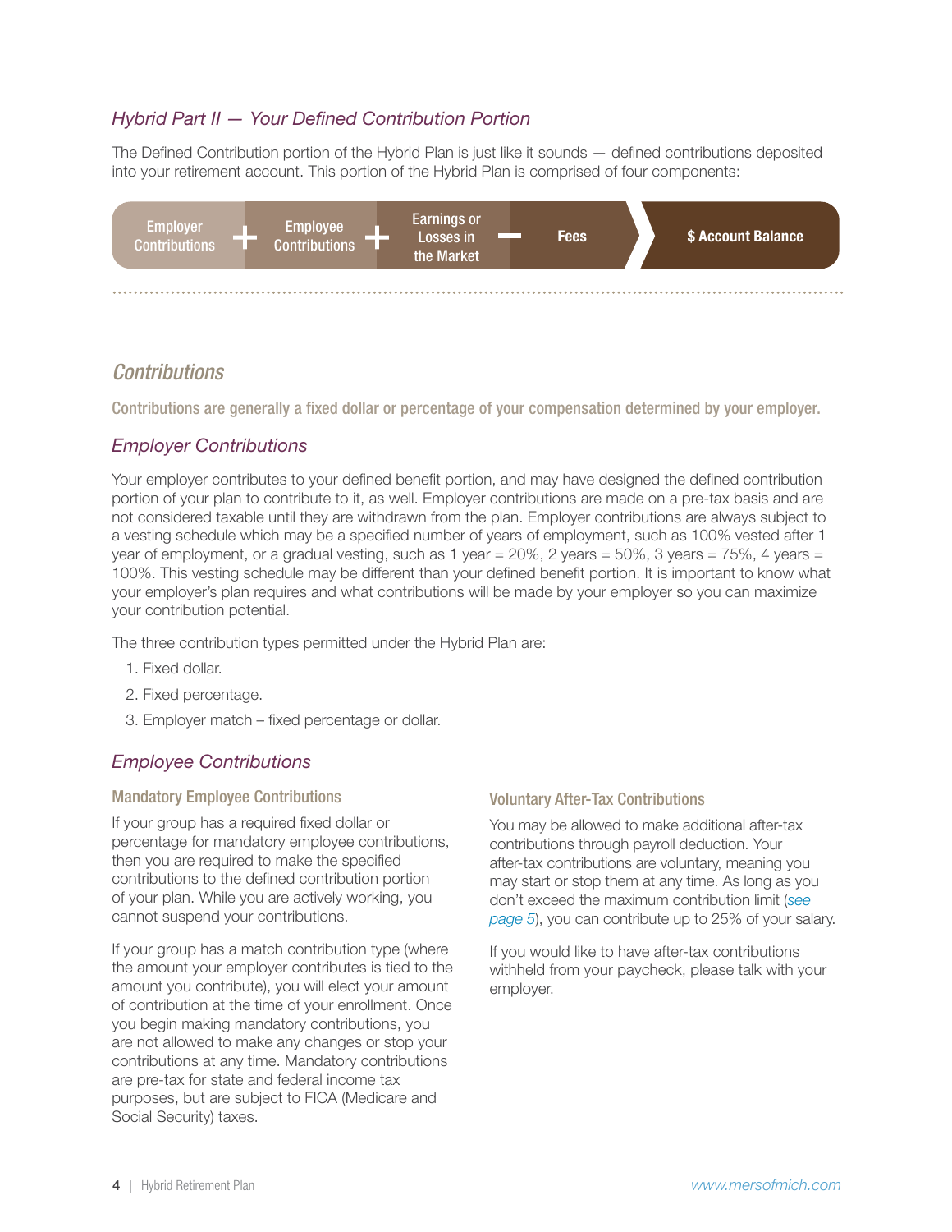## *Hybrid Part II — Your Defined Contribution Portion*

The Defined Contribution portion of the Hybrid Plan is just like it sounds — defined contributions deposited into your retirement account. This portion of the Hybrid Plan is comprised of four components:

Employer Contributions + Employee Contributions + Earnings or Losses in the Market − Fees → $ Account Balance

## *Contributions*

**Contributions are generally a fixed dollar or percentage of your compensation determined by your employer.**

### *Employer Contributions*

Your employer contributes to your defined benefit portion, and may have designed the defined contribution portion of your plan to contribute to it, as well. Employer contributions are made on a pre-tax basis and are not considered taxable until they are withdrawn from the plan. Employer contributions are always subject to a vesting schedule which may be a specified number of years of employment, such as 100% vested after 1 year of employment, or a gradual vesting, such as 1 year = 20%, 2 years = 50%, 3 years = 75%, 4 years = 100%. This vesting schedule may be different than your defined benefit portion. It is important to know what your employer's plan requires and what contributions will be made by your employer so you can maximize your contribution potential.

The three contribution types permitted under the Hybrid Plan are:

1. Fixed dollar.
2. Fixed percentage.
3. Employer match – fixed percentage or dollar.

### *Employee Contributions*

#### Mandatory Employee Contributions

If your group has a required fixed dollar or percentage for mandatory employee contributions, then you are required to make the specified contributions to the defined contribution portion of your plan. While you are actively working, you cannot suspend your contributions.

If your group has a match contribution type (where the amount your employer contributes is tied to the amount you contribute), you will elect your amount of contribution at the time of your enrollment. Once you begin making mandatory contributions, you are not allowed to make any changes or stop your contributions at any time. Mandatory contributions are pre-tax for state and federal income tax purposes, but are subject to FICA (Medicare and Social Security) taxes.

#### Voluntary After-Tax Contributions

You may be allowed to make additional after-tax contributions through payroll deduction. Your after-tax contributions are voluntary, meaning you may start or stop them at any time. As long as you don't exceed the maximum contribution limit (*see page 5*), you can contribute up to 25% of your salary.

If you would like to have after-tax contributions withheld from your paycheck, please talk with your employer.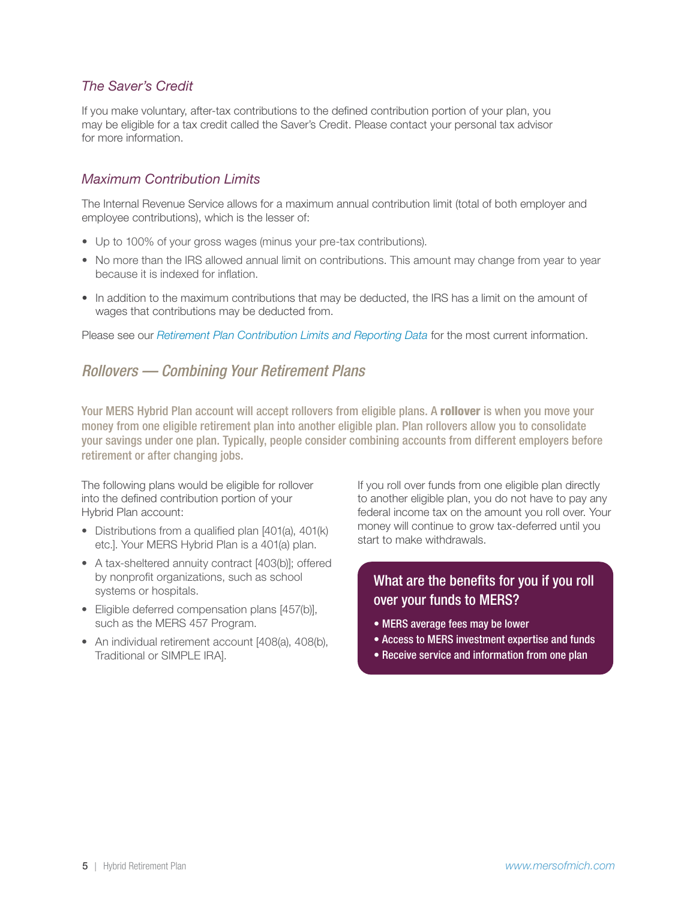### *The Saver's Credit*

If you make voluntary, after-tax contributions to the defined contribution portion of your plan, you may be eligible for a tax credit called the Saver's Credit. Please contact your personal tax advisor for more information.

### *Maximum Contribution Limits*

The Internal Revenue Service allows for a maximum annual contribution limit (total of both employer and employee contributions), which is the lesser of:

- Up to 100% of your gross wages (minus your pre-tax contributions).
- No more than the IRS allowed annual limit on contributions. This amount may change from year to year because it is indexed for inflation.
- In addition to the maximum contributions that may be deducted, the IRS has a limit on the amount of wages that contributions may be deducted from.

Please see our *Retirement Plan Contribution Limits and Reporting Data* for the most current information.

## *Rollovers — Combining Your Retirement Plans*

Your MERS Hybrid Plan account will accept rollovers from eligible plans. A **rollover** is when you move your money from one eligible retirement plan into another eligible plan. Plan rollovers allow you to consolidate your savings under one plan. Typically, people consider combining accounts from different employers before retirement or after changing jobs.

The following plans would be eligible for rollover into the defined contribution portion of your Hybrid Plan account:

- Distributions from a qualified plan [401(a), 401(k) etc.]. Your MERS Hybrid Plan is a 401(a) plan.
- A tax-sheltered annuity contract [403(b)]; offered by nonprofit organizations, such as school systems or hospitals.
- Eligible deferred compensation plans [457(b)], such as the MERS 457 Program.
- An individual retirement account [408(a), 408(b), Traditional or SIMPLE IRA].

If you roll over funds from one eligible plan directly to another eligible plan, you do not have to pay any federal income tax on the amount you roll over. Your money will continue to grow tax-deferred until you start to make withdrawals.

**What are the benefits for you if you roll over your funds to MERS?**

- MERS average fees may be lower
- Access to MERS investment expertise and funds
- Receive service and information from one plan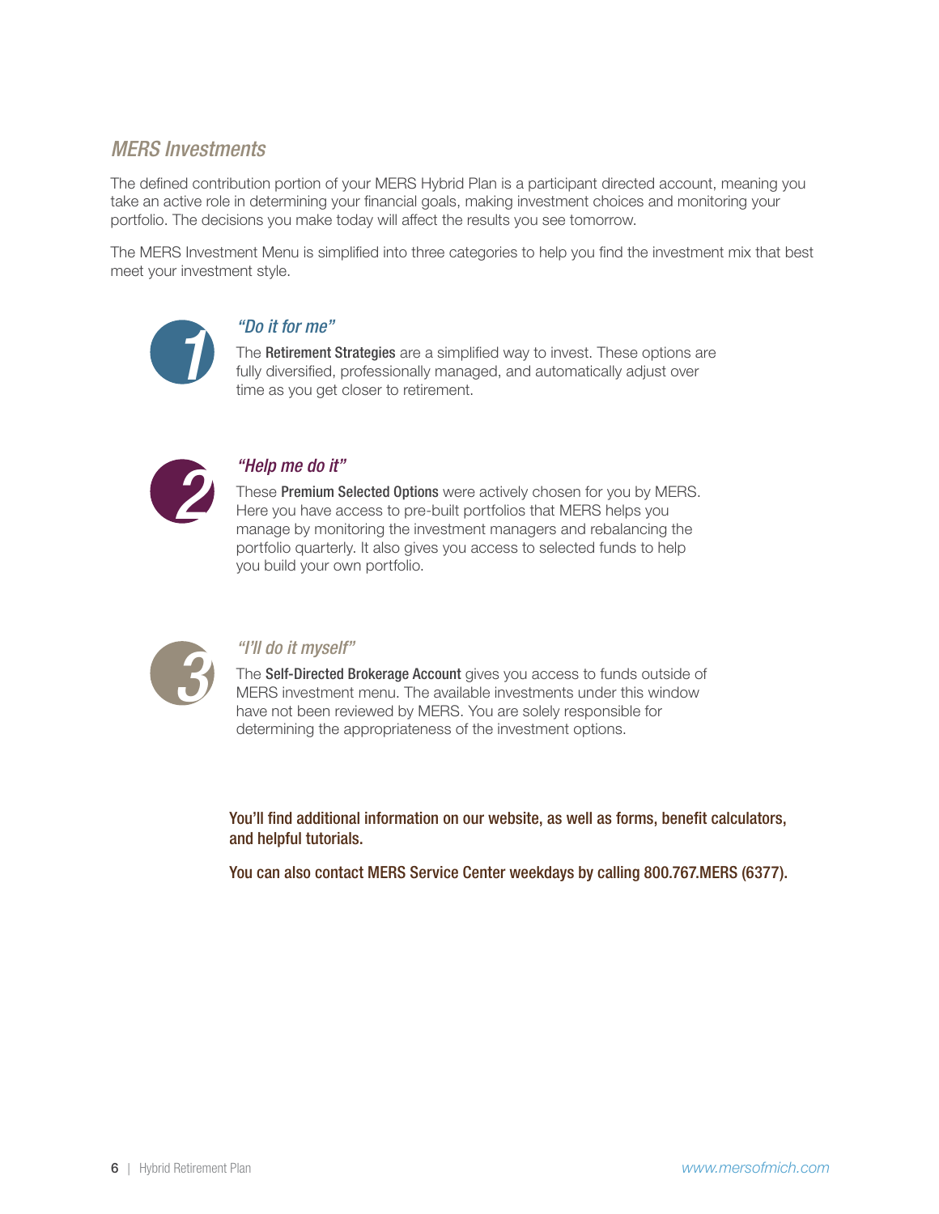## *MERS Investments*

The defined contribution portion of your MERS Hybrid Plan is a participant directed account, meaning you take an active role in determining your financial goals, making investment choices and monitoring your portfolio. The decisions you make today will affect the results you see tomorrow.

The MERS Investment Menu is simplified into three categories to help you find the investment mix that best meet your investment style.

### 1 *"Do it for me"*

The **Retirement Strategies** are a simplified way to invest. These options are fully diversified, professionally managed, and automatically adjust over time as you get closer to retirement.

### 2 *"Help me do it"*

These **Premium Selected Options** were actively chosen for you by MERS. Here you have access to pre-built portfolios that MERS helps you manage by monitoring the investment managers and rebalancing the portfolio quarterly. It also gives you access to selected funds to help you build your own portfolio.

### 3 *"I'll do it myself"*

The **Self-Directed Brokerage Account** gives you access to funds outside of MERS investment menu. The available investments under this window have not been reviewed by MERS. You are solely responsible for determining the appropriateness of the investment options.

**You'll find additional information on our website, as well as forms, benefit calculators, and helpful tutorials.**

**You can also contact MERS Service Center weekdays by calling 800.767.MERS (6377).**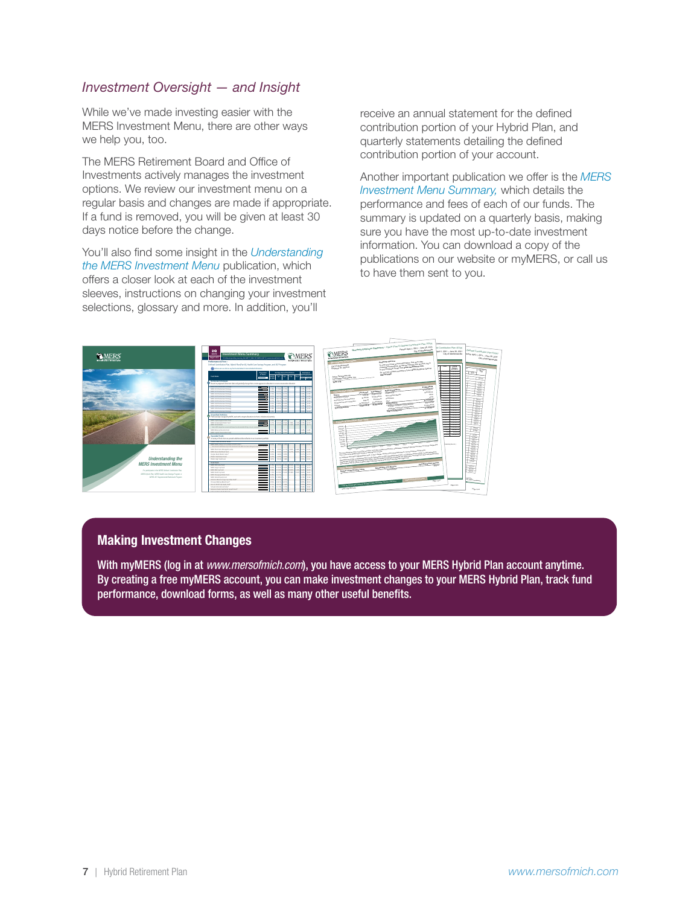## *Investment Oversight — and Insight*

While we've made investing easier with the MERS Investment Menu, there are other ways we help you, too.

The MERS Retirement Board and Office of Investments actively manages the investment options. We review our investment menu on a regular basis and changes are made if appropriate. If a fund is removed, you will be given at least 30 days notice before the change.

You'll also find some insight in the *Understanding the MERS Investment Menu* publication, which offers a closer look at each of the investment sleeves, instructions on changing your investment selections, glossary and more. In addition, you'll receive an annual statement for the defined contribution portion of your Hybrid Plan, and quarterly statements detailing the defined contribution portion of your account.

Another important publication we offer is the *MERS Investment Menu Summary,* which details the performance and fees of each of our funds. The summary is updated on a quarterly basis, making sure you have the most up-to-date investment information. You can download a copy of the publications on our website or myMERS, or call us to have them sent to you.

### Making Investment Changes

With myMERS (log in at *www.mersofmich.com*), you have access to your MERS Hybrid Plan account anytime. By creating a free myMERS account, you can make investment changes to your MERS Hybrid Plan, track fund performance, download forms, as well as many other useful benefits.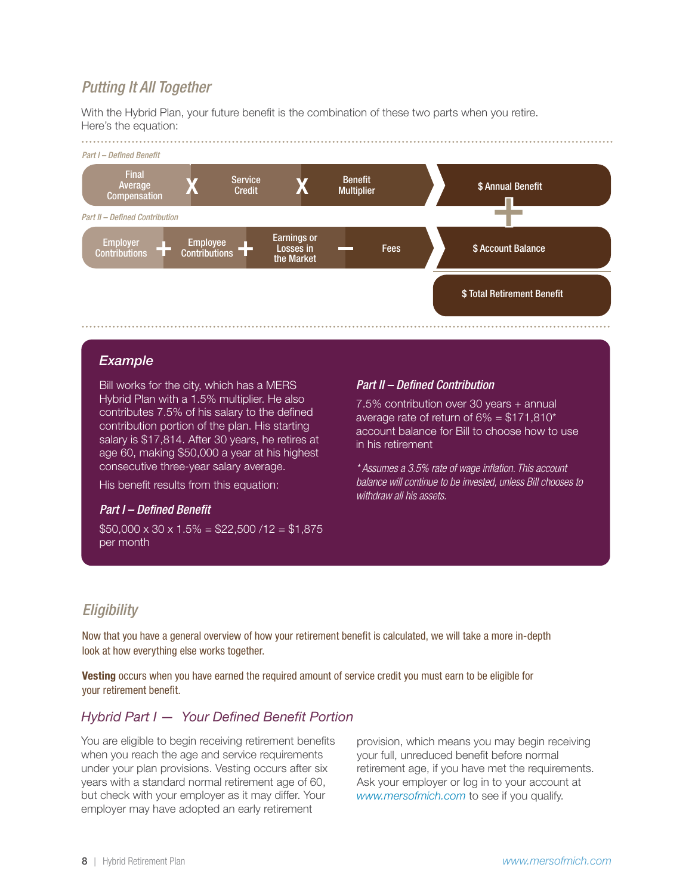## Putting It All Together

With the Hybrid Plan, your future benefit is the combination of these two parts when you retire. Here's the equation:

*Part I – Defined Benefit*

Final Average Compensation **X** Service Credit **X** Benefit Multiplier → $ Annual Benefit

**+**

*Part II – Defined Contribution*

Employer Contributions **+** Employee Contributions **+** Earnings or Losses in the Market **–** Fees → $ Account Balance

$ Total Retirement Benefit

### Example

Bill works for the city, which has a MERS Hybrid Plan with a 1.5% multiplier. He also contributes 7.5% of his salary to the defined contribution portion of the plan. His starting salary is $17,814. After 30 years, he retires at age 60, making $50,000 a year at his highest consecutive three-year salary average.

His benefit results from this equation:

***Part I – Defined Benefit***

$50,000 x 30 x 1.5% = $22,500 /12 = $1,875 per month

***Part II – Defined Contribution***

7.5% contribution over 30 years + annual average rate of return of 6% = $171,810* account balance for Bill to choose how to use in his retirement

*\* Assumes a 3.5% rate of wage inflation. This account balance will continue to be invested, unless Bill chooses to withdraw all his assets.*

## Eligibility

Now that you have a general overview of how your retirement benefit is calculated, we will take a more in-depth look at how everything else works together.

**Vesting** occurs when you have earned the required amount of service credit you must earn to be eligible for your retirement benefit.

### Hybrid Part I — Your Defined Benefit Portion

You are eligible to begin receiving retirement benefits when you reach the age and service requirements under your plan provisions. Vesting occurs after six years with a standard normal retirement age of 60, but check with your employer as it may differ. Your employer may have adopted an early retirement provision, which means you may begin receiving your full, unreduced benefit before normal retirement age, if you have met the requirements. Ask your employer or log in to your account at www.mersofmich.com to see if you qualify.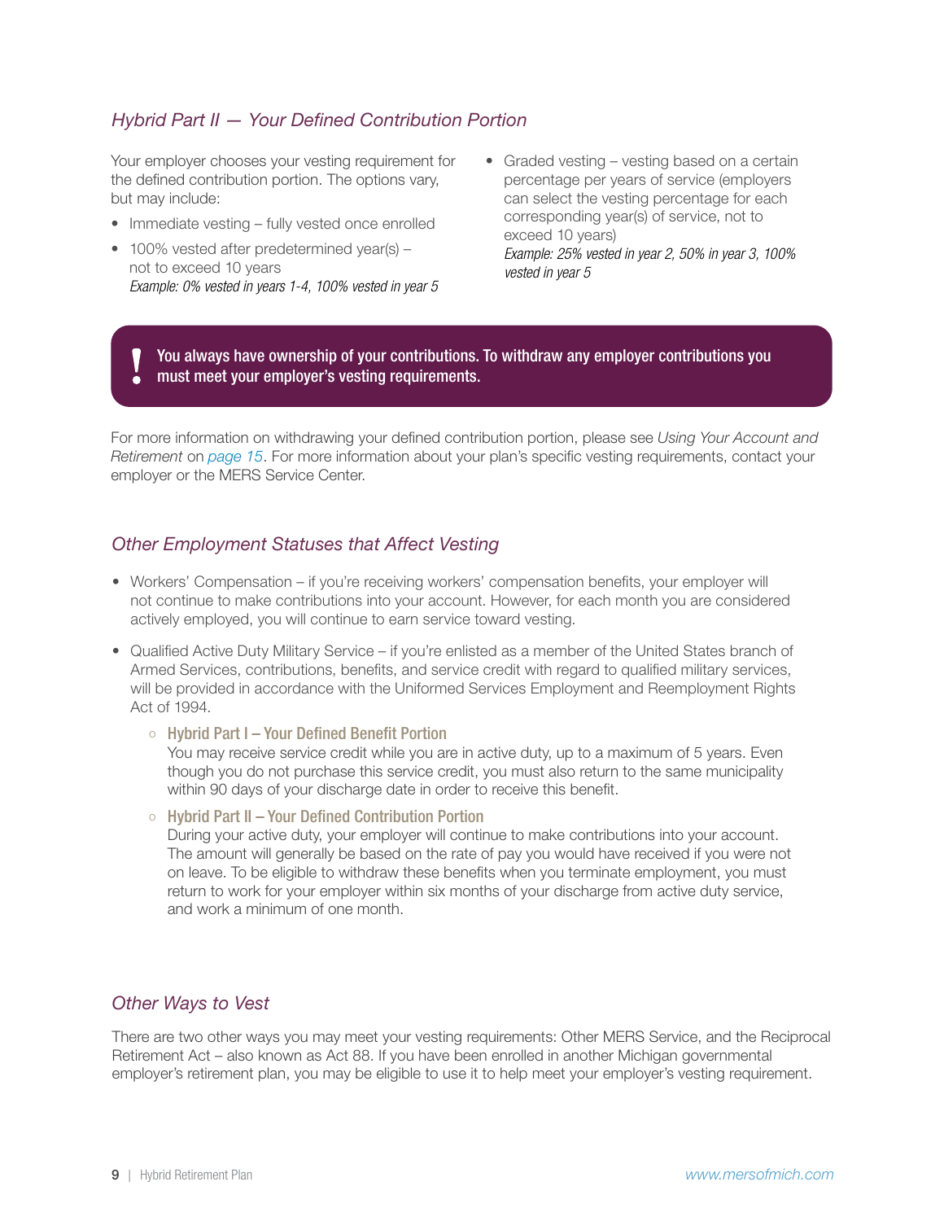## *Hybrid Part II — Your Defined Contribution Portion*

Your employer chooses your vesting requirement for the defined contribution portion. The options vary, but may include:

- Immediate vesting – fully vested once enrolled
- 100% vested after predetermined year(s) – not to exceed 10 years
  *Example: 0% vested in years 1-4, 100% vested in year 5*
- Graded vesting – vesting based on a certain percentage per years of service (employers can select the vesting percentage for each corresponding year(s) of service, not to exceed 10 years)
  *Example: 25% vested in year 2, 50% in year 3, 100% vested in year 5*

> **! You always have ownership of your contributions. To withdraw any employer contributions you must meet your employer's vesting requirements.**

For more information on withdrawing your defined contribution portion, please see *Using Your Account and Retirement* on page 15. For more information about your plan's specific vesting requirements, contact your employer or the MERS Service Center.

## *Other Employment Statuses that Affect Vesting*

- Workers' Compensation – if you're receiving workers' compensation benefits, your employer will not continue to make contributions into your account. However, for each month you are considered actively employed, you will continue to earn service toward vesting.
- Qualified Active Duty Military Service – if you're enlisted as a member of the United States branch of Armed Services, contributions, benefits, and service credit with regard to qualified military services, will be provided in accordance with the Uniformed Services Employment and Reemployment Rights Act of 1994.
  - **Hybrid Part I – Your Defined Benefit Portion**
    You may receive service credit while you are in active duty, up to a maximum of 5 years. Even though you do not purchase this service credit, you must also return to the same municipality within 90 days of your discharge date in order to receive this benefit.
  - **Hybrid Part II – Your Defined Contribution Portion**
    During your active duty, your employer will continue to make contributions into your account. The amount will generally be based on the rate of pay you would have received if you were not on leave. To be eligible to withdraw these benefits when you terminate employment, you must return to work for your employer within six months of your discharge from active duty service, and work a minimum of one month.

## *Other Ways to Vest*

There are two other ways you may meet your vesting requirements: Other MERS Service, and the Reciprocal Retirement Act – also known as Act 88. If you have been enrolled in another Michigan governmental employer's retirement plan, you may be eligible to use it to help meet your employer's vesting requirement.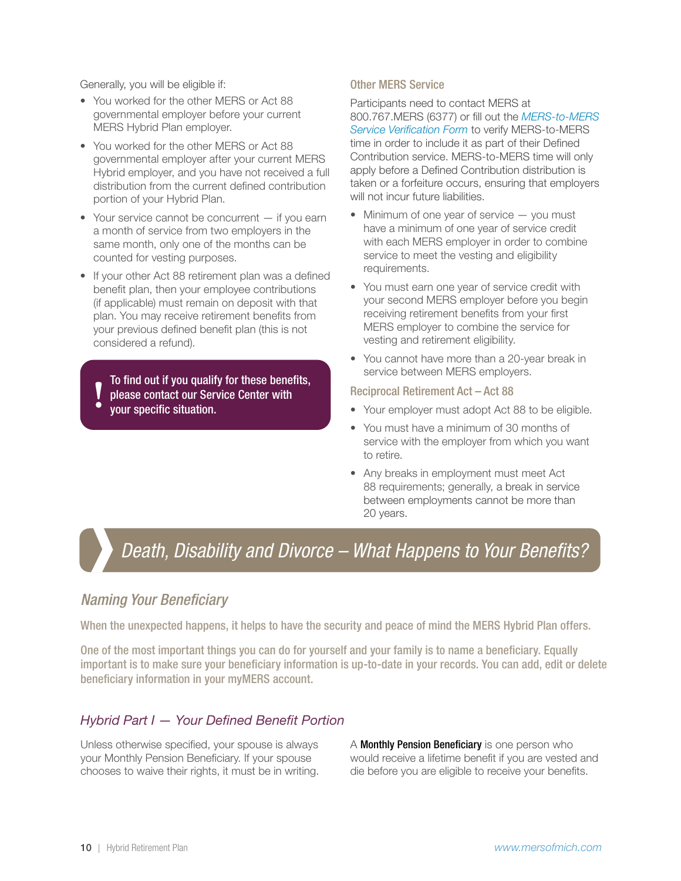Generally, you will be eligible if:

- You worked for the other MERS or Act 88 governmental employer before your current MERS Hybrid Plan employer.
- You worked for the other MERS or Act 88 governmental employer after your current MERS Hybrid employer, and you have not received a full distribution from the current defined contribution portion of your Hybrid Plan.
- Your service cannot be concurrent — if you earn a month of service from two employers in the same month, only one of the months can be counted for vesting purposes.
- If your other Act 88 retirement plan was a defined benefit plan, then your employee contributions (if applicable) must remain on deposit with that plan. You may receive retirement benefits from your previous defined benefit plan (this is not considered a refund).

> **!** To find out if you qualify for these benefits, please contact our Service Center with your specific situation.

### Other MERS Service

Participants need to contact MERS at 800.767.MERS (6377) or fill out the *MERS-to-MERS Service Verification Form* to verify MERS-to-MERS time in order to include it as part of their Defined Contribution service. MERS-to-MERS time will only apply before a Defined Contribution distribution is taken or a forfeiture occurs, ensuring that employers will not incur future liabilities.

- Minimum of one year of service — you must have a minimum of one year of service credit with each MERS employer in order to combine service to meet the vesting and eligibility requirements.
- You must earn one year of service credit with your second MERS employer before you begin receiving retirement benefits from your first MERS employer to combine the service for vesting and retirement eligibility.
- You cannot have more than a 20-year break in service between MERS employers.

### Reciprocal Retirement Act – Act 88

- Your employer must adopt Act 88 to be eligible.
- You must have a minimum of 30 months of service with the employer from which you want to retire.
- Any breaks in employment must meet Act 88 requirements; generally, a break in service between employments cannot be more than 20 years.

# Death, Disability and Divorce – What Happens to Your Benefits?

## Naming Your Beneficiary

When the unexpected happens, it helps to have the security and peace of mind the MERS Hybrid Plan offers.

One of the most important things you can do for yourself and your family is to name a beneficiary. Equally important is to make sure your beneficiary information is up-to-date in your records. You can add, edit or delete beneficiary information in your myMERS account.

## Hybrid Part I — Your Defined Benefit Portion

Unless otherwise specified, your spouse is always your Monthly Pension Beneficiary. If your spouse chooses to waive their rights, it must be in writing.

A **Monthly Pension Beneficiary** is one person who would receive a lifetime benefit if you are vested and die before you are eligible to receive your benefits.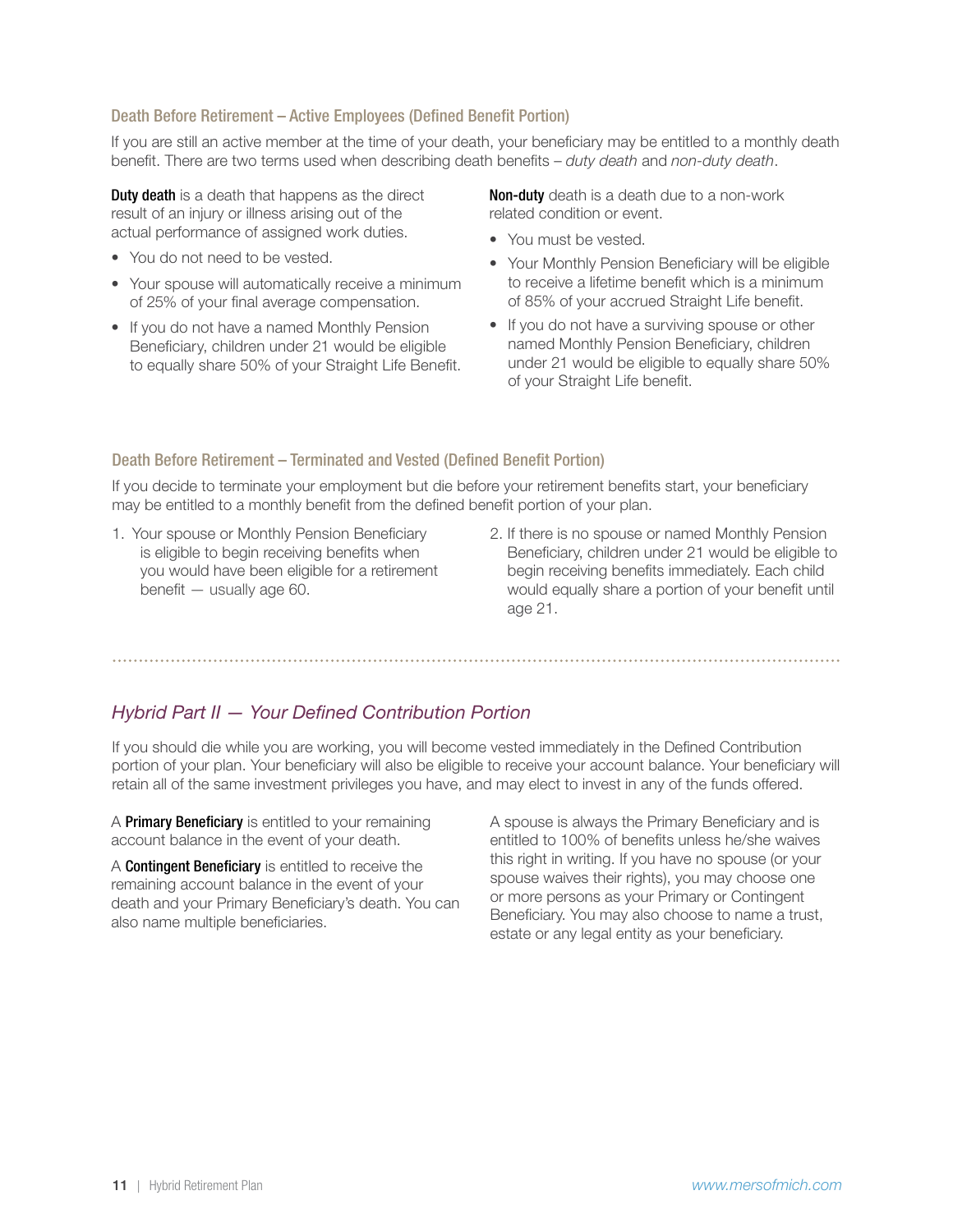### Death Before Retirement – Active Employees (Defined Benefit Portion)

If you are still an active member at the time of your death, your beneficiary may be entitled to a monthly death benefit. There are two terms used when describing death benefits – *duty death* and *non-duty death*.

**Duty death** is a death that happens as the direct result of an injury or illness arising out of the actual performance of assigned work duties.

- You do not need to be vested.
- Your spouse will automatically receive a minimum of 25% of your final average compensation.
- If you do not have a named Monthly Pension Beneficiary, children under 21 would be eligible to equally share 50% of your Straight Life Benefit.

**Non-duty** death is a death due to a non-work related condition or event.

- You must be vested.
- Your Monthly Pension Beneficiary will be eligible to receive a lifetime benefit which is a minimum of 85% of your accrued Straight Life benefit.
- If you do not have a surviving spouse or other named Monthly Pension Beneficiary, children under 21 would be eligible to equally share 50% of your Straight Life benefit.

### Death Before Retirement – Terminated and Vested (Defined Benefit Portion)

If you decide to terminate your employment but die before your retirement benefits start, your beneficiary may be entitled to a monthly benefit from the defined benefit portion of your plan.

1. Your spouse or Monthly Pension Beneficiary is eligible to begin receiving benefits when you would have been eligible for a retirement benefit — usually age 60.
2. If there is no spouse or named Monthly Pension Beneficiary, children under 21 would be eligible to begin receiving benefits immediately. Each child would equally share a portion of your benefit until age 21.

---

## *Hybrid Part II — Your Defined Contribution Portion*

If you should die while you are working, you will become vested immediately in the Defined Contribution portion of your plan. Your beneficiary will also be eligible to receive your account balance. Your beneficiary will retain all of the same investment privileges you have, and may elect to invest in any of the funds offered.

A **Primary Beneficiary** is entitled to your remaining account balance in the event of your death.

A **Contingent Beneficiary** is entitled to receive the remaining account balance in the event of your death and your Primary Beneficiary's death. You can also name multiple beneficiaries.

A spouse is always the Primary Beneficiary and is entitled to 100% of benefits unless he/she waives this right in writing. If you have no spouse (or your spouse waives their rights), you may choose one or more persons as your Primary or Contingent Beneficiary. You may also choose to name a trust, estate or any legal entity as your beneficiary.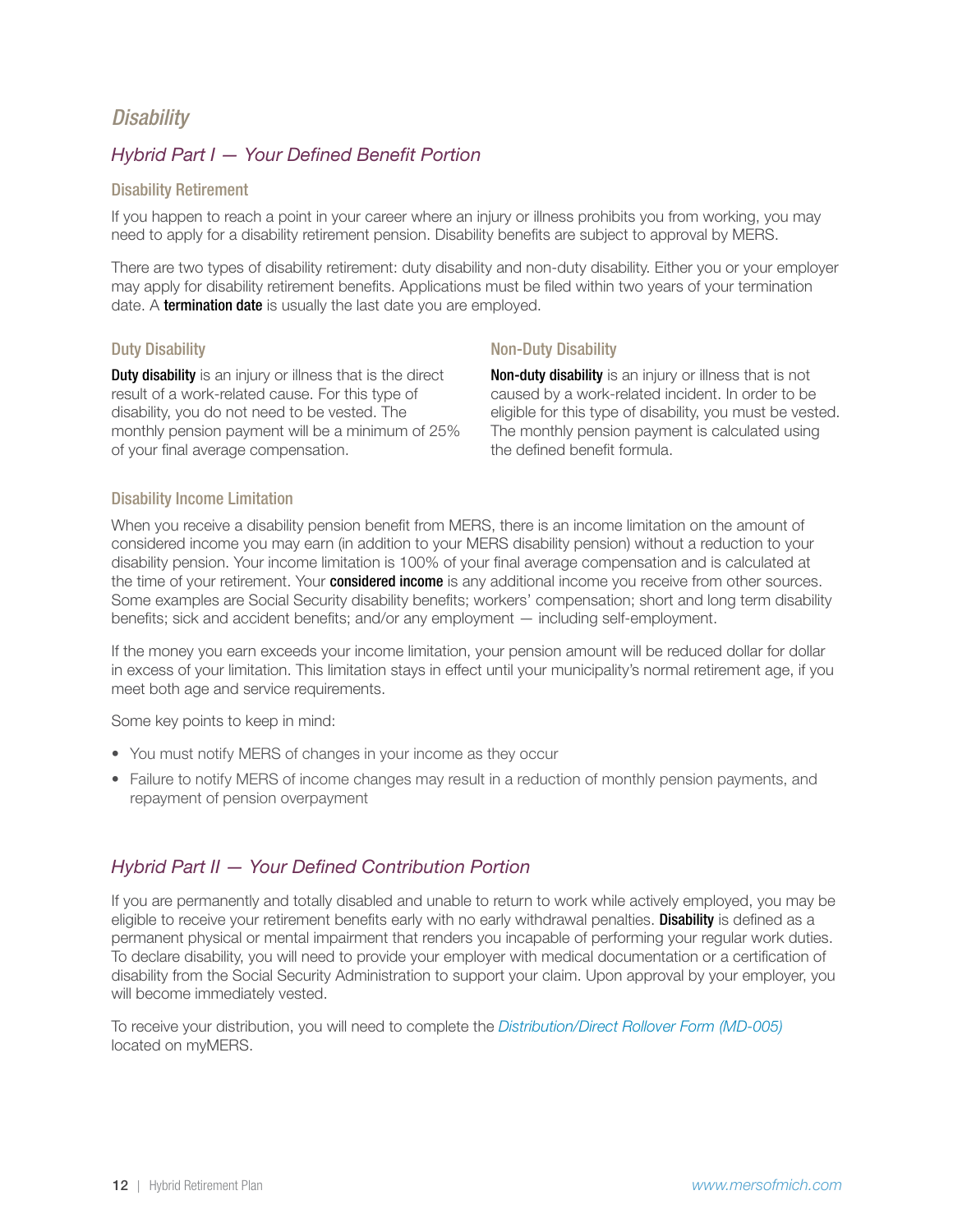# *Disability*

## *Hybrid Part I — Your Defined Benefit Portion*

### Disability Retirement

If you happen to reach a point in your career where an injury or illness prohibits you from working, you may need to apply for a disability retirement pension. Disability benefits are subject to approval by MERS.

There are two types of disability retirement: duty disability and non-duty disability. Either you or your employer may apply for disability retirement benefits. Applications must be filed within two years of your termination date. A **termination date** is usually the last date you are employed.

### Duty Disability

**Duty disability** is an injury or illness that is the direct result of a work-related cause. For this type of disability, you do not need to be vested. The monthly pension payment will be a minimum of 25% of your final average compensation.

### Non-Duty Disability

**Non-duty disability** is an injury or illness that is not caused by a work-related incident. In order to be eligible for this type of disability, you must be vested. The monthly pension payment is calculated using the defined benefit formula.

### Disability Income Limitation

When you receive a disability pension benefit from MERS, there is an income limitation on the amount of considered income you may earn (in addition to your MERS disability pension) without a reduction to your disability pension. Your income limitation is 100% of your final average compensation and is calculated at the time of your retirement. Your **considered income** is any additional income you receive from other sources. Some examples are Social Security disability benefits; workers' compensation; short and long term disability benefits; sick and accident benefits; and/or any employment — including self-employment.

If the money you earn exceeds your income limitation, your pension amount will be reduced dollar for dollar in excess of your limitation. This limitation stays in effect until your municipality's normal retirement age, if you meet both age and service requirements.

Some key points to keep in mind:

- You must notify MERS of changes in your income as they occur
- Failure to notify MERS of income changes may result in a reduction of monthly pension payments, and repayment of pension overpayment

## *Hybrid Part II — Your Defined Contribution Portion*

If you are permanently and totally disabled and unable to return to work while actively employed, you may be eligible to receive your retirement benefits early with no early withdrawal penalties. **Disability** is defined as a permanent physical or mental impairment that renders you incapable of performing your regular work duties. To declare disability, you will need to provide your employer with medical documentation or a certification of disability from the Social Security Administration to support your claim. Upon approval by your employer, you will become immediately vested.

To receive your distribution, you will need to complete the *Distribution/Direct Rollover Form (MD-005)* located on myMERS.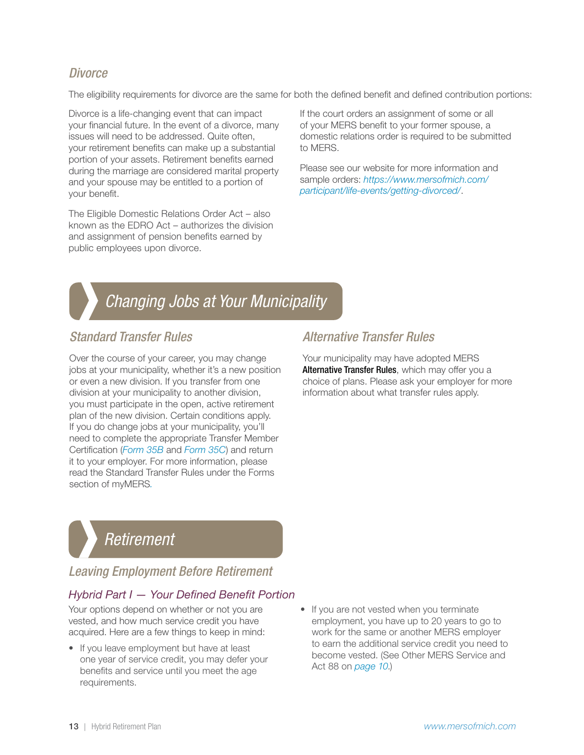### *Divorce*

The eligibility requirements for divorce are the same for both the defined benefit and defined contribution portions:

Divorce is a life-changing event that can impact your financial future. In the event of a divorce, many issues will need to be addressed. Quite often, your retirement benefits can make up a substantial portion of your assets. Retirement benefits earned during the marriage are considered marital property and your spouse may be entitled to a portion of your benefit.

The Eligible Domestic Relations Order Act – also known as the EDRO Act – authorizes the division and assignment of pension benefits earned by public employees upon divorce.

If the court orders an assignment of some or all of your MERS benefit to your former spouse, a domestic relations order is required to be submitted to MERS.

Please see our website for more information and sample orders: *https://www.mersofmich.com/participant/life-events/getting-divorced/*.

## *Changing Jobs at Your Municipality*

### *Standard Transfer Rules*

Over the course of your career, you may change jobs at your municipality, whether it's a new position or even a new division. If you transfer from one division at your municipality to another division, you must participate in the open, active retirement plan of the new division. Certain conditions apply. If you do change jobs at your municipality, you'll need to complete the appropriate Transfer Member Certification (*Form 35B* and *Form 35C*) and return it to your employer. For more information, please read the Standard Transfer Rules under the Forms section of myMERS.

### *Alternative Transfer Rules*

Your municipality may have adopted MERS **Alternative Transfer Rules**, which may offer you a choice of plans. Please ask your employer for more information about what transfer rules apply.

## *Retirement*

### *Leaving Employment Before Retirement*

#### *Hybrid Part I — Your Defined Benefit Portion*

Your options depend on whether or not you are vested, and how much service credit you have acquired. Here are a few things to keep in mind:

- If you leave employment but have at least one year of service credit, you may defer your benefits and service until you meet the age requirements.
- If you are not vested when you terminate employment, you have up to 20 years to go to work for the same or another MERS employer to earn the additional service credit you need to become vested. (See Other MERS Service and Act 88 on *page 10*.)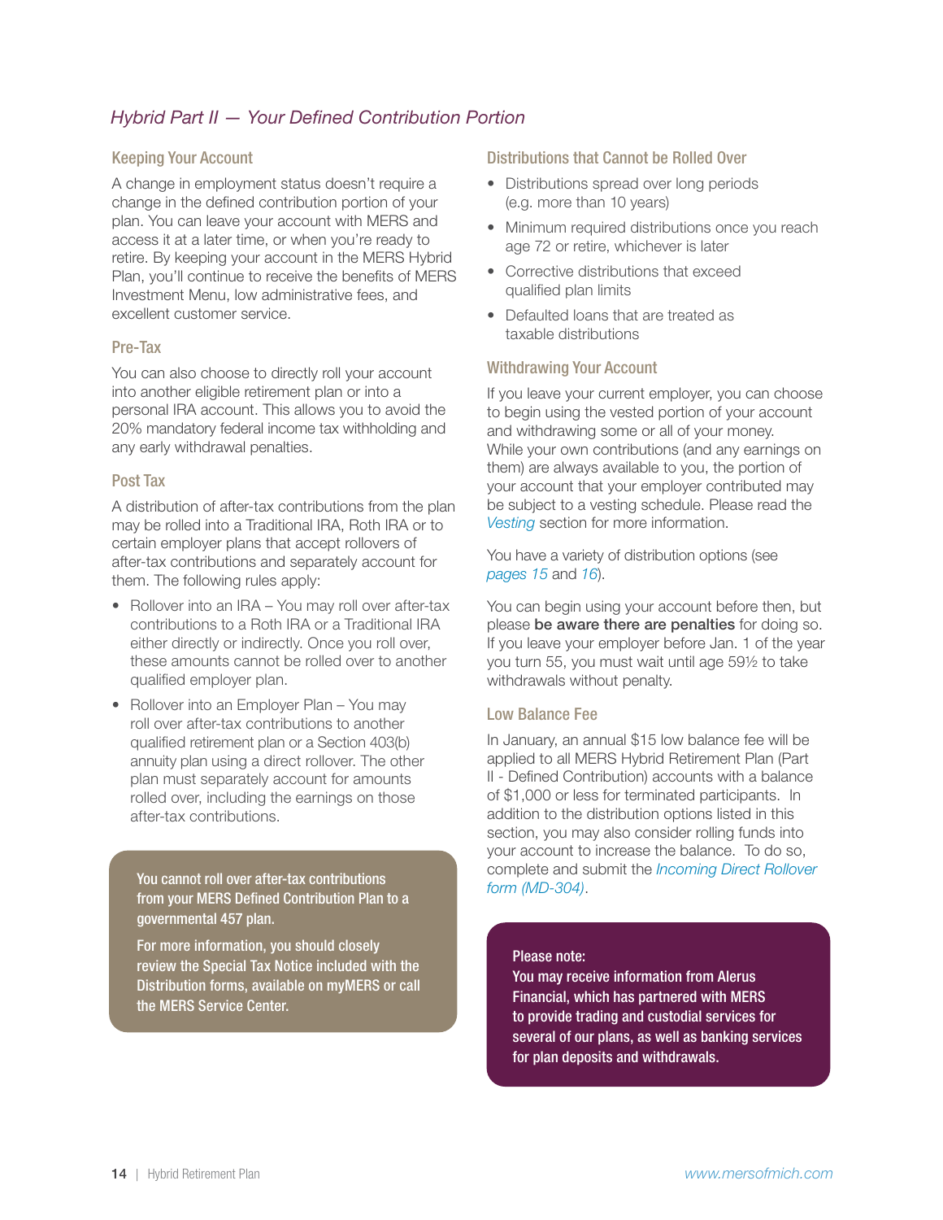## *Hybrid Part II — Your Defined Contribution Portion*

### Keeping Your Account

A change in employment status doesn't require a change in the defined contribution portion of your plan. You can leave your account with MERS and access it at a later time, or when you're ready to retire. By keeping your account in the MERS Hybrid Plan, you'll continue to receive the benefits of MERS Investment Menu, low administrative fees, and excellent customer service.

### Pre-Tax

You can also choose to directly roll your account into another eligible retirement plan or into a personal IRA account. This allows you to avoid the 20% mandatory federal income tax withholding and any early withdrawal penalties.

### Post Tax

A distribution of after-tax contributions from the plan may be rolled into a Traditional IRA, Roth IRA or to certain employer plans that accept rollovers of after-tax contributions and separately account for them. The following rules apply:

- Rollover into an IRA – You may roll over after-tax contributions to a Roth IRA or a Traditional IRA either directly or indirectly. Once you roll over, these amounts cannot be rolled over to another qualified employer plan.
- Rollover into an Employer Plan – You may roll over after-tax contributions to another qualified retirement plan or a Section 403(b) annuity plan using a direct rollover. The other plan must separately account for amounts rolled over, including the earnings on those after-tax contributions.

**You cannot roll over after-tax contributions from your MERS Defined Contribution Plan to a governmental 457 plan.**

**For more information, you should closely review the Special Tax Notice included with the Distribution forms, available on myMERS or call the MERS Service Center.**

### Distributions that Cannot be Rolled Over

- Distributions spread over long periods (e.g. more than 10 years)
- Minimum required distributions once you reach age 72 or retire, whichever is later
- Corrective distributions that exceed qualified plan limits
- Defaulted loans that are treated as taxable distributions

### Withdrawing Your Account

If you leave your current employer, you can choose to begin using the vested portion of your account and withdrawing some or all of your money. While your own contributions (and any earnings on them) are always available to you, the portion of your account that your employer contributed may be subject to a vesting schedule. Please read the *Vesting* section for more information.

You have a variety of distribution options (see *pages 15* and *16*).

You can begin using your account before then, but please **be aware there are penalties** for doing so. If you leave your employer before Jan. 1 of the year you turn 55, you must wait until age 59½ to take withdrawals without penalty.

### Low Balance Fee

In January, an annual $15 low balance fee will be applied to all MERS Hybrid Retirement Plan (Part II - Defined Contribution) accounts with a balance of $1,000 or less for terminated participants. In addition to the distribution options listed in this section, you may also consider rolling funds into your account to increase the balance. To do so, complete and submit the *Incoming Direct Rollover form (MD-304)*.

**Please note:**
**You may receive information from Alerus Financial, which has partnered with MERS to provide trading and custodial services for several of our plans, as well as banking services for plan deposits and withdrawals.**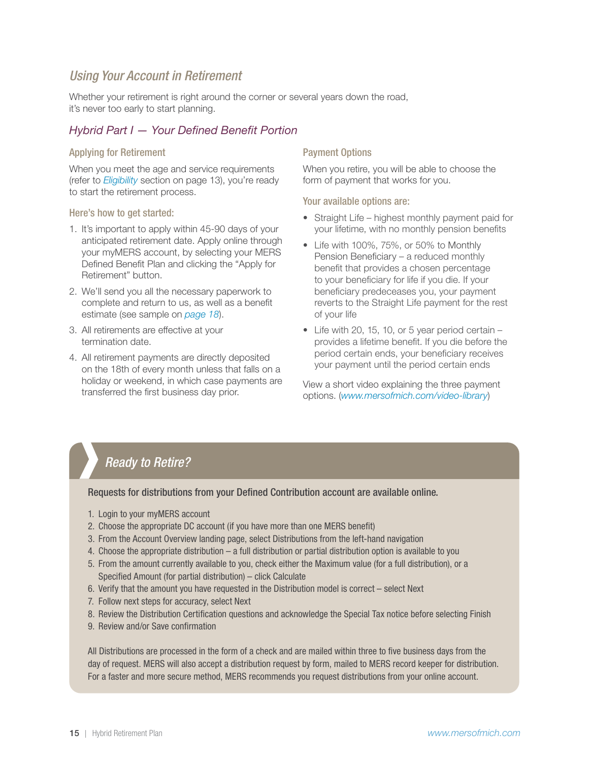## *Using Your Account in Retirement*

Whether your retirement is right around the corner or several years down the road, it's never too early to start planning.

### *Hybrid Part I — Your Defined Benefit Portion*

#### Applying for Retirement

When you meet the age and service requirements (refer to *Eligibility* section on page 13), you're ready to start the retirement process.

#### Here's how to get started:

1. It's important to apply within 45-90 days of your anticipated retirement date. Apply online through your myMERS account, by selecting your MERS Defined Benefit Plan and clicking the "Apply for Retirement" button.
2. We'll send you all the necessary paperwork to complete and return to us, as well as a benefit estimate (see sample on *page 18*).
3. All retirements are effective at your termination date.
4. All retirement payments are directly deposited on the 18th of every month unless that falls on a holiday or weekend, in which case payments are transferred the first business day prior.

#### Payment Options

When you retire, you will be able to choose the form of payment that works for you.

#### Your available options are:

- Straight Life – highest monthly payment paid for your lifetime, with no monthly pension benefits
- Life with 100%, 75%, or 50% to Monthly Pension Beneficiary – a reduced monthly benefit that provides a chosen percentage to your beneficiary for life if you die. If your beneficiary predeceases you, your payment reverts to the Straight Life payment for the rest of your life
- Life with 20, 15, 10, or 5 year period certain – provides a lifetime benefit. If you die before the period certain ends, your beneficiary receives your payment until the period certain ends

View a short video explaining the three payment options. (*www.mersofmich.com/video-library*)

### *Ready to Retire?*

**Requests for distributions from your Defined Contribution account are available online.**

1. Login to your myMERS account
2. Choose the appropriate DC account (if you have more than one MERS benefit)
3. From the Account Overview landing page, select Distributions from the left-hand navigation
4. Choose the appropriate distribution – a full distribution or partial distribution option is available to you
5. From the amount currently available to you, check either the Maximum value (for a full distribution), or a Specified Amount (for partial distribution) – click Calculate
6. Verify that the amount you have requested in the Distribution model is correct – select Next
7. Follow next steps for accuracy, select Next
8. Review the Distribution Certification questions and acknowledge the Special Tax notice before selecting Finish
9. Review and/or Save confirmation

All Distributions are processed in the form of a check and are mailed within three to five business days from the day of request. MERS will also accept a distribution request by form, mailed to MERS record keeper for distribution. For a faster and more secure method, MERS recommends you request distributions from your online account.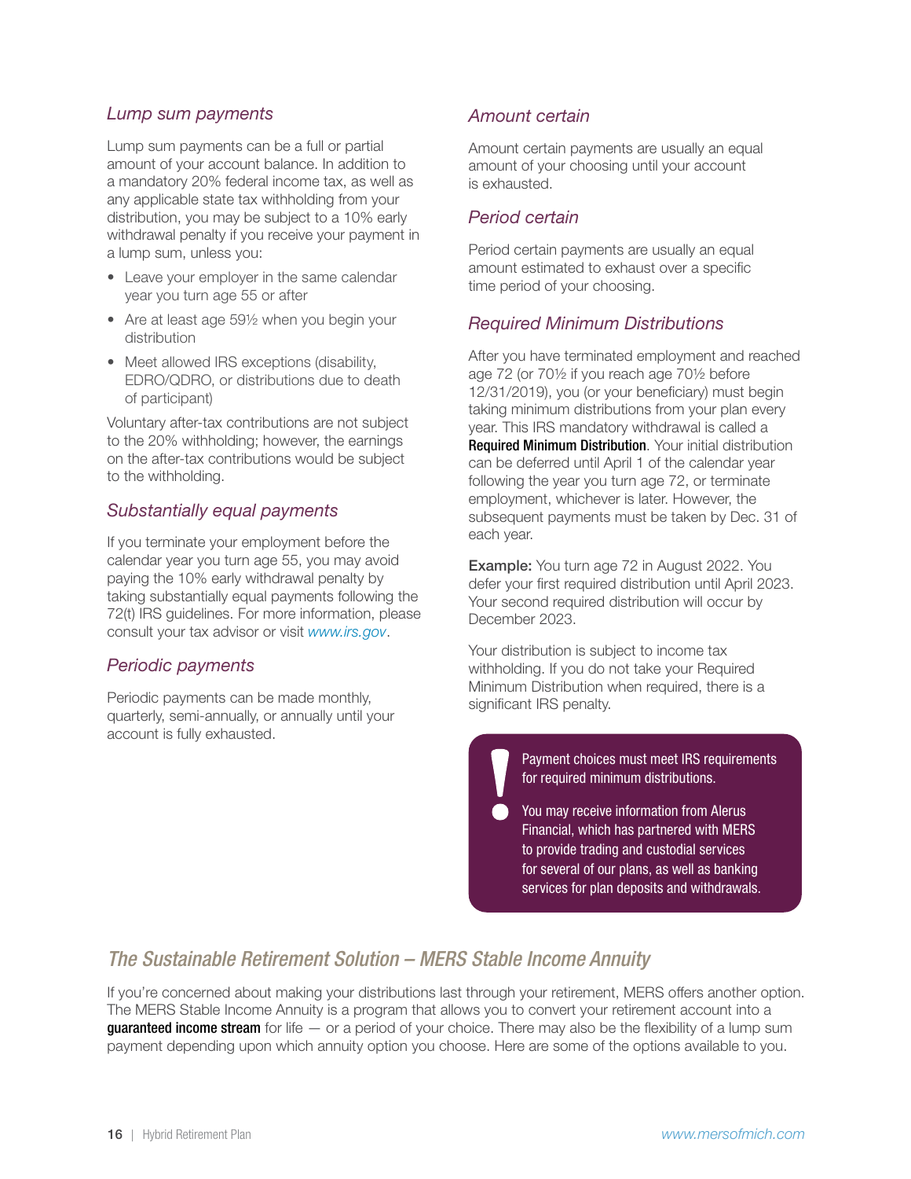### *Lump sum payments*

Lump sum payments can be a full or partial amount of your account balance. In addition to a mandatory 20% federal income tax, as well as any applicable state tax withholding from your distribution, you may be subject to a 10% early withdrawal penalty if you receive your payment in a lump sum, unless you:

- Leave your employer in the same calendar year you turn age 55 or after
- Are at least age 59½ when you begin your distribution
- Meet allowed IRS exceptions (disability, EDRO/QDRO, or distributions due to death of participant)

Voluntary after-tax contributions are not subject to the 20% withholding; however, the earnings on the after-tax contributions would be subject to the withholding.

### *Substantially equal payments*

If you terminate your employment before the calendar year you turn age 55, you may avoid paying the 10% early withdrawal penalty by taking substantially equal payments following the 72(t) IRS guidelines. For more information, please consult your tax advisor or visit *www.irs.gov*.

### *Periodic payments*

Periodic payments can be made monthly, quarterly, semi-annually, or annually until your account is fully exhausted.

### *Amount certain*

Amount certain payments are usually an equal amount of your choosing until your account is exhausted.

### *Period certain*

Period certain payments are usually an equal amount estimated to exhaust over a specific time period of your choosing.

### *Required Minimum Distributions*

After you have terminated employment and reached age 72 (or 70½ if you reach age 70½ before 12/31/2019), you (or your beneficiary) must begin taking minimum distributions from your plan every year. This IRS mandatory withdrawal is called a **Required Minimum Distribution**. Your initial distribution can be deferred until April 1 of the calendar year following the year you turn age 72, or terminate employment, whichever is later. However, the subsequent payments must be taken by Dec. 31 of each year.

**Example:** You turn age 72 in August 2022. You defer your first required distribution until April 2023. Your second required distribution will occur by December 2023.

Your distribution is subject to income tax withholding. If you do not take your Required Minimum Distribution when required, there is a significant IRS penalty.

> **!** Payment choices must meet IRS requirements for required minimum distributions.
>
> You may receive information from Alerus Financial, which has partnered with MERS to provide trading and custodial services for several of our plans, as well as banking services for plan deposits and withdrawals.

## *The Sustainable Retirement Solution – MERS Stable Income Annuity*

If you're concerned about making your distributions last through your retirement, MERS offers another option. The MERS Stable Income Annuity is a program that allows you to convert your retirement account into a **guaranteed income stream** for life — or a period of your choice. There may also be the flexibility of a lump sum payment depending upon which annuity option you choose. Here are some of the options available to you.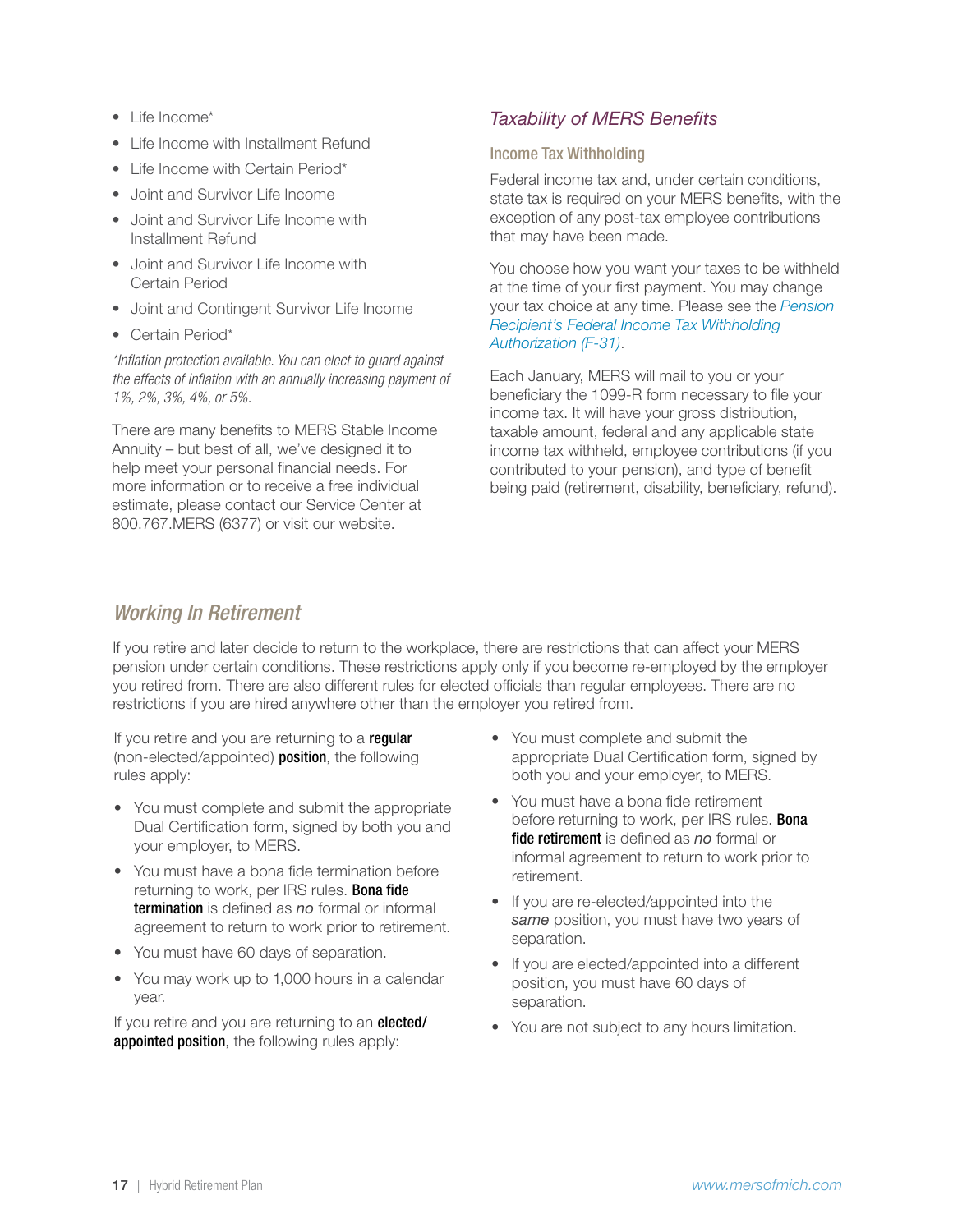- Life Income*
- Life Income with Installment Refund
- Life Income with Certain Period*
- Joint and Survivor Life Income
- Joint and Survivor Life Income with Installment Refund
- Joint and Survivor Life Income with Certain Period
- Joint and Contingent Survivor Life Income
- Certain Period*

*\*Inflation protection available. You can elect to guard against the effects of inflation with an annually increasing payment of 1%, 2%, 3%, 4%, or 5%.*

There are many benefits to MERS Stable Income Annuity – but best of all, we've designed it to help meet your personal financial needs. For more information or to receive a free individual estimate, please contact our Service Center at 800.767.MERS (6377) or visit our website.

## *Taxability of MERS Benefits*

### Income Tax Withholding

Federal income tax and, under certain conditions, state tax is required on your MERS benefits, with the exception of any post-tax employee contributions that may have been made.

You choose how you want your taxes to be withheld at the time of your first payment. You may change your tax choice at any time. Please see the *Pension Recipient's Federal Income Tax Withholding Authorization (F-31)*.

Each January, MERS will mail to you or your beneficiary the 1099-R form necessary to file your income tax. It will have your gross distribution, taxable amount, federal and any applicable state income tax withheld, employee contributions (if you contributed to your pension), and type of benefit being paid (retirement, disability, beneficiary, refund).

## *Working In Retirement*

If you retire and later decide to return to the workplace, there are restrictions that can affect your MERS pension under certain conditions. These restrictions apply only if you become re-employed by the employer you retired from. There are also different rules for elected officials than regular employees. There are no restrictions if you are hired anywhere other than the employer you retired from.

If you retire and you are returning to a **regular** (non-elected/appointed) **position**, the following rules apply:

- You must complete and submit the appropriate Dual Certification form, signed by both you and your employer, to MERS.
- You must have a bona fide termination before returning to work, per IRS rules. **Bona fide termination** is defined as *no* formal or informal agreement to return to work prior to retirement.
- You must have 60 days of separation.
- You may work up to 1,000 hours in a calendar year.

If you retire and you are returning to an **elected/appointed position**, the following rules apply:

- You must complete and submit the appropriate Dual Certification form, signed by both you and your employer, to MERS.
- You must have a bona fide retirement before returning to work, per IRS rules. **Bona fide retirement** is defined as *no* formal or informal agreement to return to work prior to retirement.
- If you are re-elected/appointed into the *same* position, you must have two years of separation.
- If you are elected/appointed into a different position, you must have 60 days of separation.
- You are not subject to any hours limitation.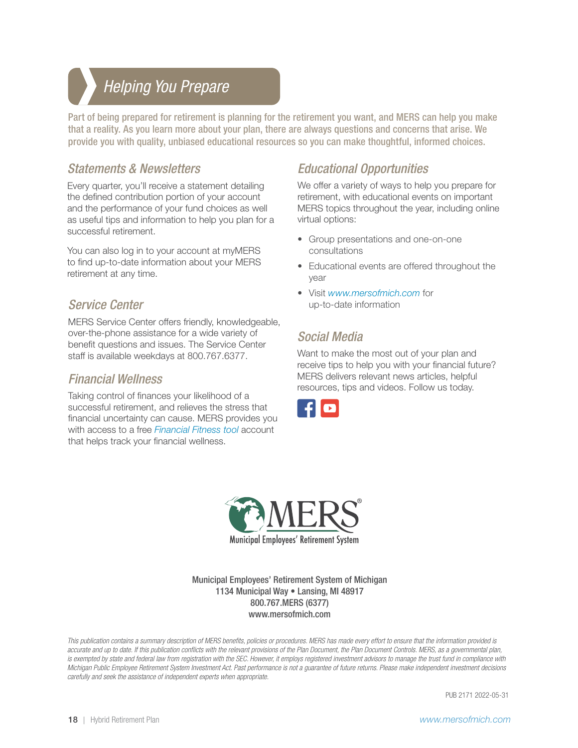# Helping You Prepare

Part of being prepared for retirement is planning for the retirement you want, and MERS can help you make that a reality. As you learn more about your plan, there are always questions and concerns that arise. We provide you with quality, unbiased educational resources so you can make thoughtful, informed choices.

## *Statements & Newsletters*

Every quarter, you'll receive a statement detailing the defined contribution portion of your account and the performance of your fund choices as well as useful tips and information to help you plan for a successful retirement.

You can also log in to your account at myMERS to find up-to-date information about your MERS retirement at any time.

## *Service Center*

MERS Service Center offers friendly, knowledgeable, over-the-phone assistance for a wide variety of benefit questions and issues. The Service Center staff is available weekdays at 800.767.6377.

## *Financial Wellness*

Taking control of finances your likelihood of a successful retirement, and relieves the stress that financial uncertainty can cause. MERS provides you with access to a free *Financial Fitness tool* account that helps track your financial wellness.

## *Educational Opportunities*

We offer a variety of ways to help you prepare for retirement, with educational events on important MERS topics throughout the year, including online virtual options:

- Group presentations and one-on-one consultations
- Educational events are offered throughout the year
- Visit *www.mersofmich.com* for up-to-date information

## *Social Media*

Want to make the most out of your plan and receive tips to help you with your financial future? MERS delivers relevant news articles, helpful resources, tips and videos. Follow us today.

MERS®
Municipal Employees' Retirement System

Municipal Employees' Retirement System of Michigan
1134 Municipal Way • Lansing, MI 48917
800.767.MERS (6377)
www.mersofmich.com

*This publication contains a summary description of MERS benefits, policies or procedures. MERS has made every effort to ensure that the information provided is accurate and up to date. If this publication conflicts with the relevant provisions of the Plan Document, the Plan Document Controls. MERS, as a governmental plan, is exempted by state and federal law from registration with the SEC. However, it employs registered investment advisors to manage the trust fund in compliance with Michigan Public Employee Retirement System Investment Act. Past performance is not a guarantee of future returns. Please make independent investment decisions carefully and seek the assistance of independent experts when appropriate.*

PUB 2171 2022-05-31